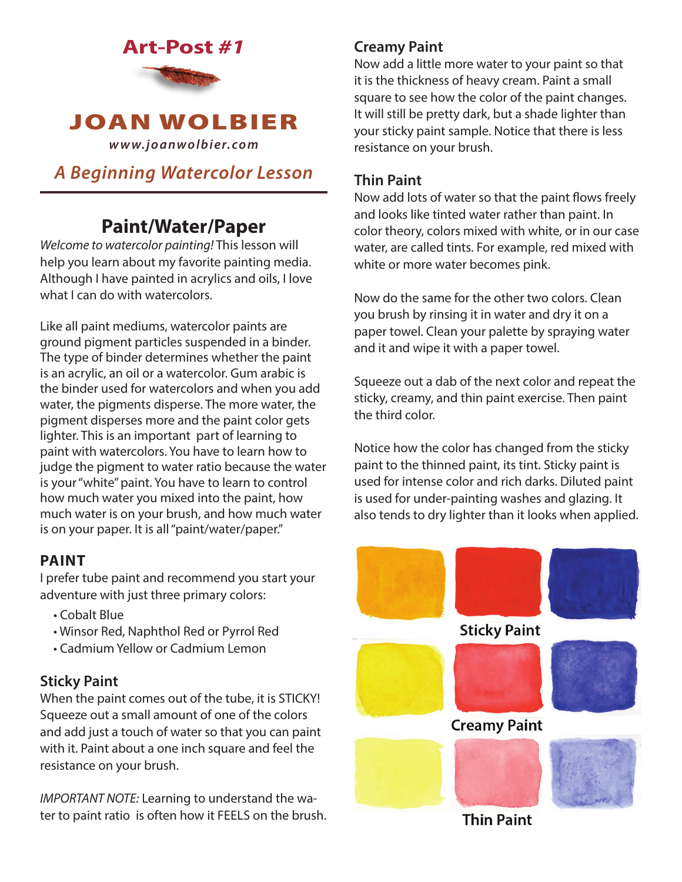# Art-Post #1

## JOAN WOLBIER

***www.joanwolbier.com***

*A Beginning Watercolor Lesson*

## Paint/Water/Paper

*Welcome to watercolor painting!* This lesson will help you learn about my favorite painting media. Although I have painted in acrylics and oils, I love what I can do with watercolors.

Like all paint mediums, watercolor paints are ground pigment particles suspended in a binder. The type of binder determines whether the paint is an acrylic, an oil or a watercolor. Gum arabic is the binder used for watercolors and when you add water, the pigments disperse. The more water, the pigment disperses more and the paint color gets lighter. This is an important part of learning to paint with watercolors. You have to learn how to judge the pigment to water ratio because the water is your "white" paint. You have to learn to control how much water you mixed into the paint, how much water is on your brush, and how much water is on your paper. It is all "paint/water/paper."

### PAINT

I prefer tube paint and recommend you start your adventure with just three primary colors:

- Cobalt Blue
- Winsor Red, Naphthol Red or Pyrrol Red
- Cadmium Yellow or Cadmium Lemon

### Sticky Paint

When the paint comes out of the tube, it is STICKY! Squeeze out a small amount of one of the colors and add just a touch of water so that you can paint with it. Paint about a one inch square and feel the resistance on your brush.

*IMPORTANT NOTE:* Learning to understand the water to paint ratio is often how it FEELS on the brush.

### Creamy Paint

Now add a little more water to your paint so that it is the thickness of heavy cream. Paint a small square to see how the color of the paint changes. It will still be pretty dark, but a shade lighter than your sticky paint sample. Notice that there is less resistance on your brush.

### Thin Paint

Now add lots of water so that the paint flows freely and looks like tinted water rather than paint. In color theory, colors mixed with white, or in our case water, are called tints. For example, red mixed with white or more water becomes pink.

Now do the same for the other two colors. Clean you brush by rinsing it in water and dry it on a paper towel. Clean your palette by spraying water and it and wipe it with a paper towel.

Squeeze out a dab of the next color and repeat the sticky, creamy, and thin paint exercise. Then paint the third color.

Notice how the color has changed from the sticky paint to the thinned paint, its tint. Sticky paint is used for intense color and rich darks. Diluted paint is used for under-painting washes and glazing. It also tends to dry lighter than it looks when applied.

Sticky Paint

Creamy Paint

Thin Paint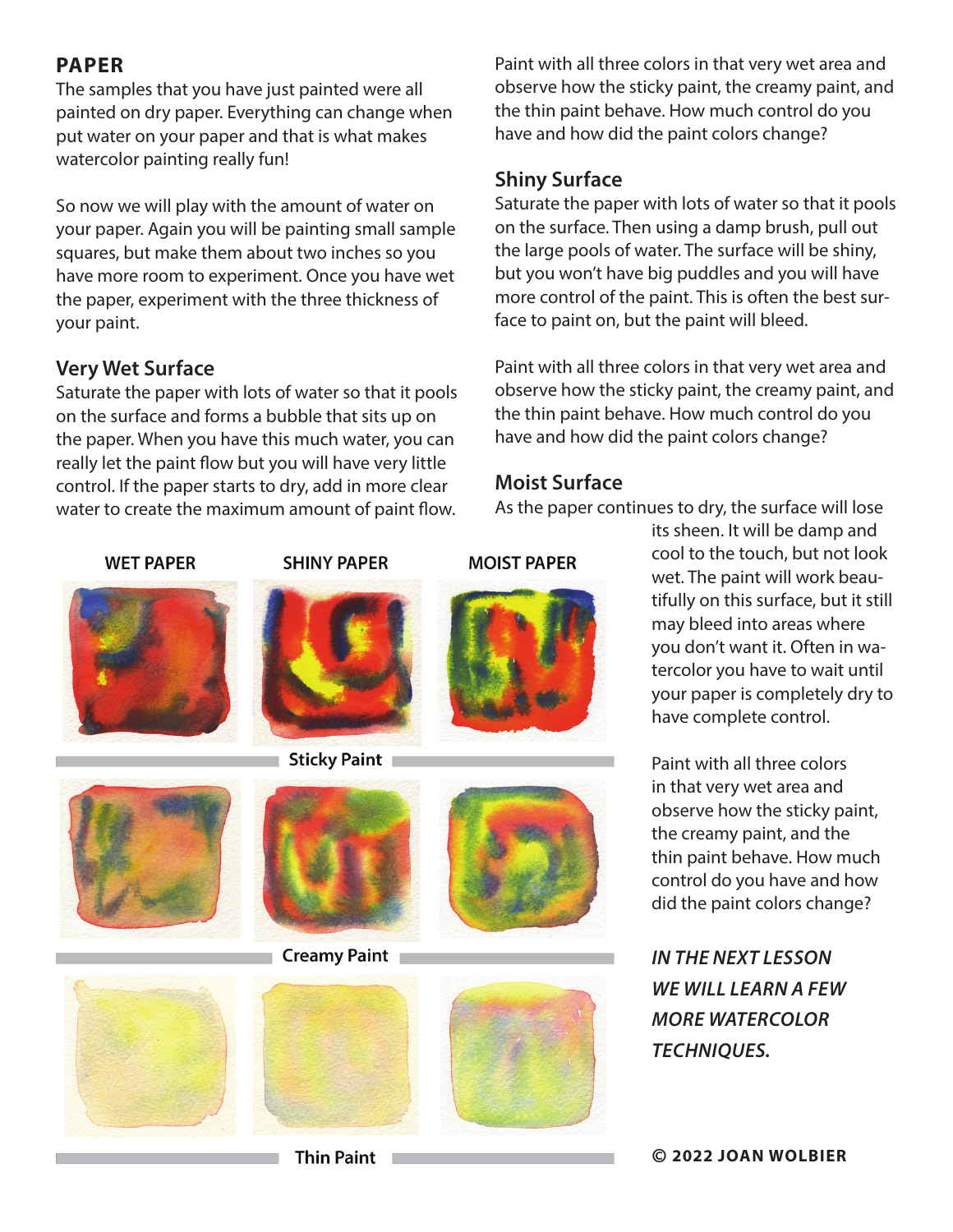## PAPER

The samples that you have just painted were all painted on dry paper. Everything can change when put water on your paper and that is what makes watercolor painting really fun!

So now we will play with the amount of water on your paper. Again you will be painting small sample squares, but make them about two inches so you have more room to experiment. Once you have wet the paper, experiment with the three thickness of your paint.

### Very Wet Surface

Saturate the paper with lots of water so that it pools on the surface and forms a bubble that sits up on the paper. When you have this much water, you can really let the paint flow but you will have very little control. If the paper starts to dry, add in more clear water to create the maximum amount of paint flow.

Paint with all three colors in that very wet area and observe how the sticky paint, the creamy paint, and the thin paint behave. How much control do you have and how did the paint colors change?

### Shiny Surface

Saturate the paper with lots of water so that it pools on the surface. Then using a damp brush, pull out the large pools of water. The surface will be shiny, but you won't have big puddles and you will have more control of the paint. This is often the best surface to paint on, but the paint will bleed.

Paint with all three colors in that very wet area and observe how the sticky paint, the creamy paint, and the thin paint behave. How much control do you have and how did the paint colors change?

### Moist Surface

As the paper continues to dry, the surface will lose its sheen. It will be damp and cool to the touch, but not look wet. The paint will work beautifully on this surface, but it still may bleed into areas where you don't want it. Often in watercolor you have to wait until your paper is completely dry to have complete control.

Paint with all three colors in that very wet area and observe how the sticky paint, the creamy paint, and the thin paint behave. How much control do you have and how did the paint colors change?

WET PAPER

SHINY PAPER

MOIST PAPER

Sticky Paint

Creamy Paint

Thin Paint

***IN THE NEXT LESSON WE WILL LEARN A FEW MORE WATERCOLOR TECHNIQUES.***

**© 2022 JOAN WOLBIER**